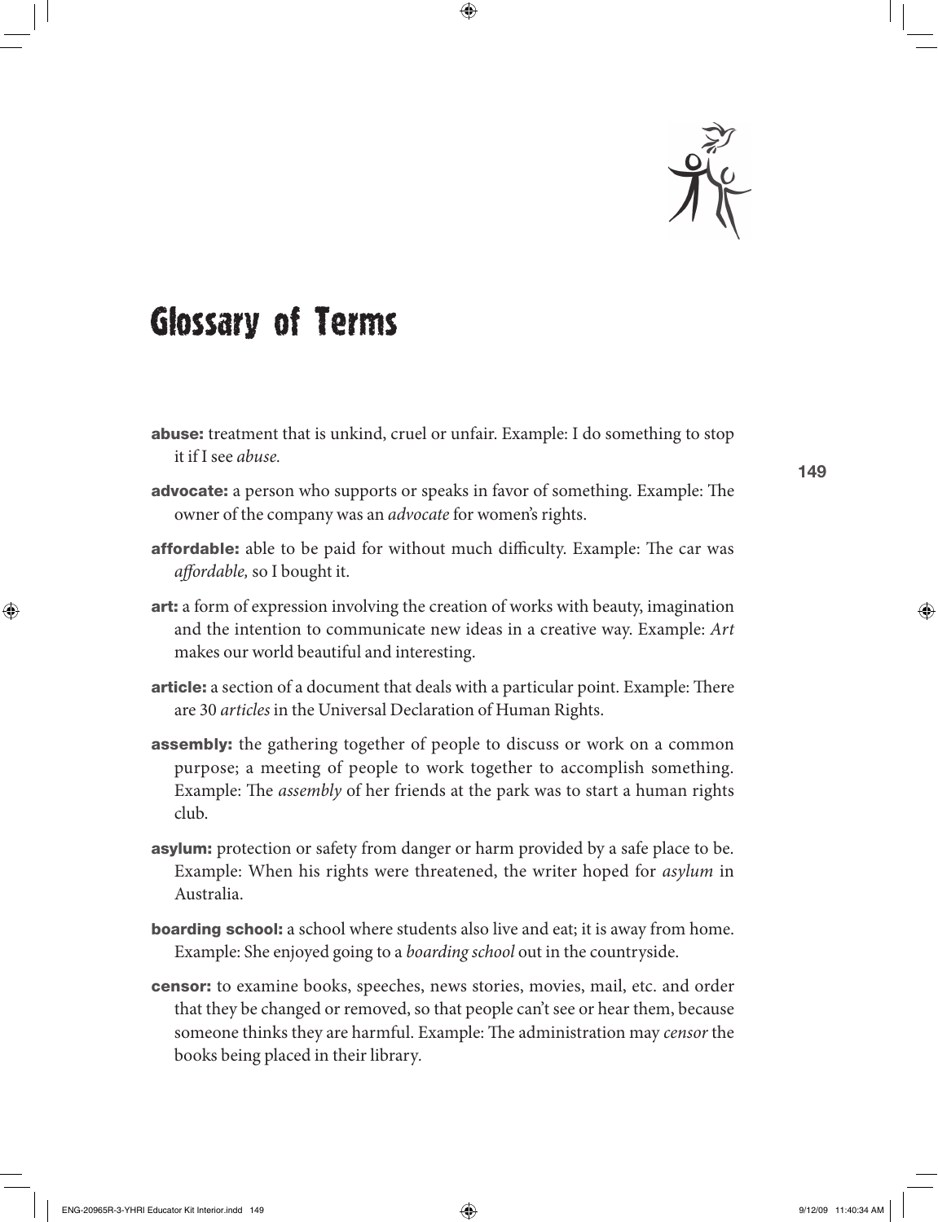# Glossary of Terms

**abuse:** treatment that is unkind, cruel or unfair. Example: I do something to stop it if I see *abuse.*

**advocate:** a person who supports or speaks in favor of something. Example: The owner of the company was an *advocate* for women's rights.

**affordable:** able to be paid for without much difficulty. Example: The car was *affordable,* so I bought it.

**art:** a form of expression involving the creation of works with beauty, imagination and the intention to communicate new ideas in a creative way. Example: *Art* makes our world beautiful and interesting.

**article:** a section of a document that deals with a particular point. Example: There are 30 *articles* in the Universal Declaration of Human Rights.

**assembly:** the gathering together of people to discuss or work on a common purpose; a meeting of people to work together to accomplish something. Example: The *assembly* of her friends at the park was to start a human rights club.

**asylum:** protection or safety from danger or harm provided by a safe place to be. Example: When his rights were threatened, the writer hoped for *asylum* in Australia.

**boarding school:** a school where students also live and eat; it is away from home. Example: She enjoyed going to a *boarding school* out in the countryside.

**censor:** to examine books, speeches, news stories, movies, mail, etc. and order that they be changed or removed, so that people can't see or hear them, because someone thinks they are harmful. Example: The administration may *censor* the books being placed in their library.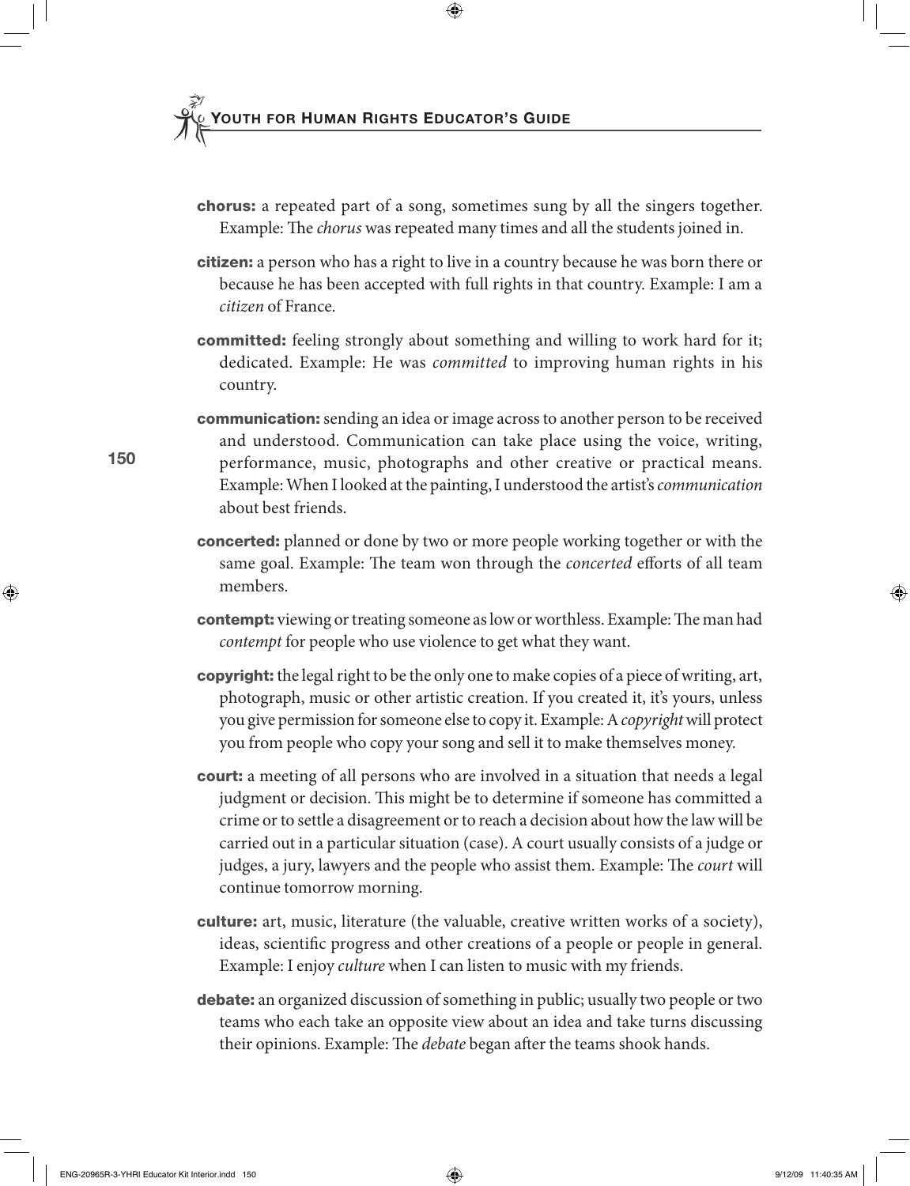**chorus:** a repeated part of a song, sometimes sung by all the singers together. Example: The *chorus* was repeated many times and all the students joined in.

**citizen:** a person who has a right to live in a country because he was born there or because he has been accepted with full rights in that country. Example: I am a *citizen* of France.

**committed:** feeling strongly about something and willing to work hard for it; dedicated. Example: He was *committed* to improving human rights in his country.

**communication:** sending an idea or image across to another person to be received and understood. Communication can take place using the voice, writing, performance, music, photographs and other creative or practical means. Example: When I looked at the painting, I understood the artist's *communication* about best friends.

**concerted:** planned or done by two or more people working together or with the same goal. Example: The team won through the *concerted* efforts of all team members.

**contempt:** viewing or treating someone as low or worthless. Example: The man had *contempt* for people who use violence to get what they want.

**copyright:** the legal right to be the only one to make copies of a piece of writing, art, photograph, music or other artistic creation. If you created it, it's yours, unless you give permission for someone else to copy it. Example: A *copyright* will protect you from people who copy your song and sell it to make themselves money.

**court:** a meeting of all persons who are involved in a situation that needs a legal judgment or decision. This might be to determine if someone has committed a crime or to settle a disagreement or to reach a decision about how the law will be carried out in a particular situation (case). A court usually consists of a judge or judges, a jury, lawyers and the people who assist them. Example: The *court* will continue tomorrow morning.

**culture:** art, music, literature (the valuable, creative written works of a society), ideas, scientific progress and other creations of a people or people in general. Example: I enjoy *culture* when I can listen to music with my friends.

**debate:** an organized discussion of something in public; usually two people or two teams who each take an opposite view about an idea and take turns discussing their opinions. Example: The *debate* began after the teams shook hands.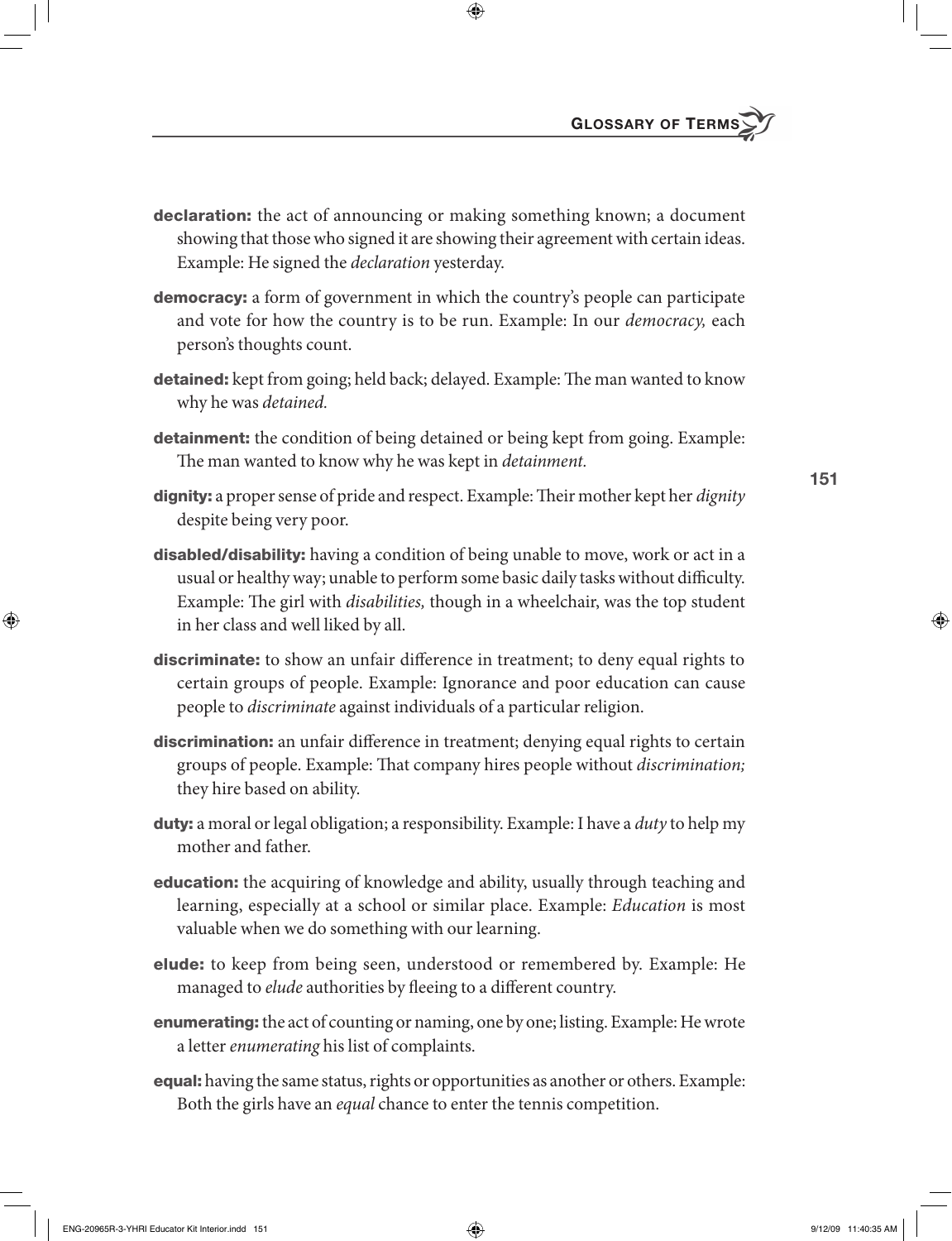**declaration:** the act of announcing or making something known; a document showing that those who signed it are showing their agreement with certain ideas. Example: He signed the *declaration* yesterday.

**democracy:** a form of government in which the country's people can participate and vote for how the country is to be run. Example: In our *democracy,* each person's thoughts count.

**detained:** kept from going; held back; delayed. Example: The man wanted to know why he was *detained.*

**detainment:** the condition of being detained or being kept from going. Example: The man wanted to know why he was kept in *detainment.*

**dignity:** a proper sense of pride and respect. Example: Their mother kept her *dignity* despite being very poor.

**disabled/disability:** having a condition of being unable to move, work or act in a usual or healthy way; unable to perform some basic daily tasks without difficulty. Example: The girl with *disabilities,* though in a wheelchair, was the top student in her class and well liked by all.

**discriminate:** to show an unfair difference in treatment; to deny equal rights to certain groups of people. Example: Ignorance and poor education can cause people to *discriminate* against individuals of a particular religion.

**discrimination:** an unfair difference in treatment; denying equal rights to certain groups of people. Example: That company hires people without *discrimination;* they hire based on ability.

**duty:** a moral or legal obligation; a responsibility. Example: I have a *duty* to help my mother and father.

**education:** the acquiring of knowledge and ability, usually through teaching and learning, especially at a school or similar place. Example: *Education* is most valuable when we do something with our learning.

**elude:** to keep from being seen, understood or remembered by. Example: He managed to *elude* authorities by fleeing to a different country.

**enumerating:** the act of counting or naming, one by one; listing. Example: He wrote a letter *enumerating* his list of complaints.

**equal:** having the same status, rights or opportunities as another or others. Example: Both the girls have an *equal* chance to enter the tennis competition.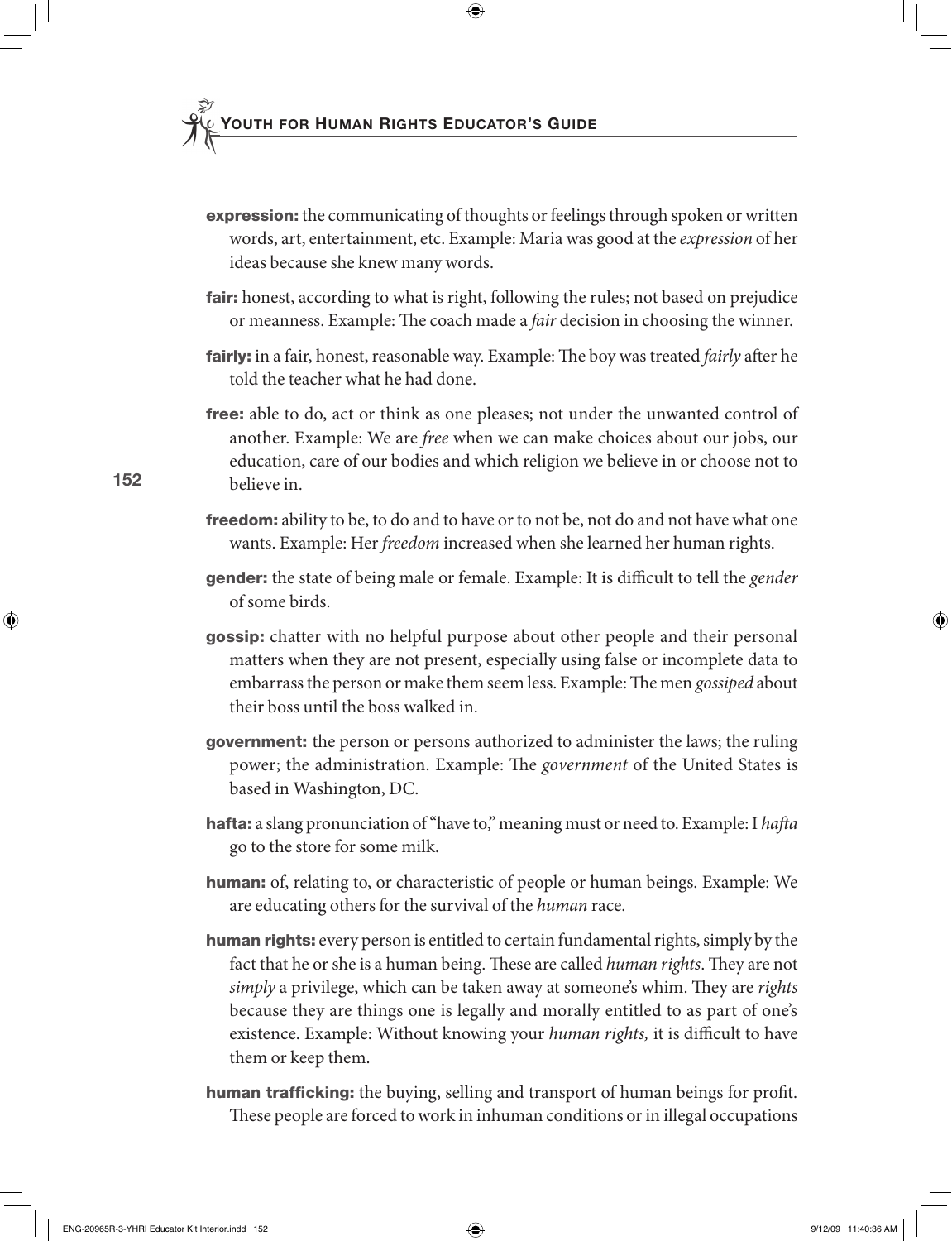**expression:** the communicating of thoughts or feelings through spoken or written words, art, entertainment, etc. Example: Maria was good at the *expression* of her ideas because she knew many words.

**fair:** honest, according to what is right, following the rules; not based on prejudice or meanness. Example: The coach made a *fair* decision in choosing the winner.

**fairly:** in a fair, honest, reasonable way. Example: The boy was treated *fairly* after he told the teacher what he had done.

**free:** able to do, act or think as one pleases; not under the unwanted control of another. Example: We are *free* when we can make choices about our jobs, our education, care of our bodies and which religion we believe in or choose not to believe in.

**freedom:** ability to be, to do and to have or to not be, not do and not have what one wants. Example: Her *freedom* increased when she learned her human rights.

**gender:** the state of being male or female. Example: It is difficult to tell the *gender* of some birds.

**gossip:** chatter with no helpful purpose about other people and their personal matters when they are not present, especially using false or incomplete data to embarrass the person or make them seem less. Example: The men *gossiped* about their boss until the boss walked in.

**government:** the person or persons authorized to administer the laws; the ruling power; the administration. Example: The *government* of the United States is based in Washington, DC.

**hafta:** a slang pronunciation of "have to," meaning must or need to. Example: I *hafta* go to the store for some milk.

**human:** of, relating to, or characteristic of people or human beings. Example: We are educating others for the survival of the *human* race.

**human rights:** every person is entitled to certain fundamental rights, simply by the fact that he or she is a human being. These are called *human rights*. They are not *simply* a privilege, which can be taken away at someone's whim. They are *rights* because they are things one is legally and morally entitled to as part of one's existence. Example: Without knowing your *human rights,* it is difficult to have them or keep them.

**human trafficking:** the buying, selling and transport of human beings for profit. These people are forced to work in inhuman conditions or in illegal occupations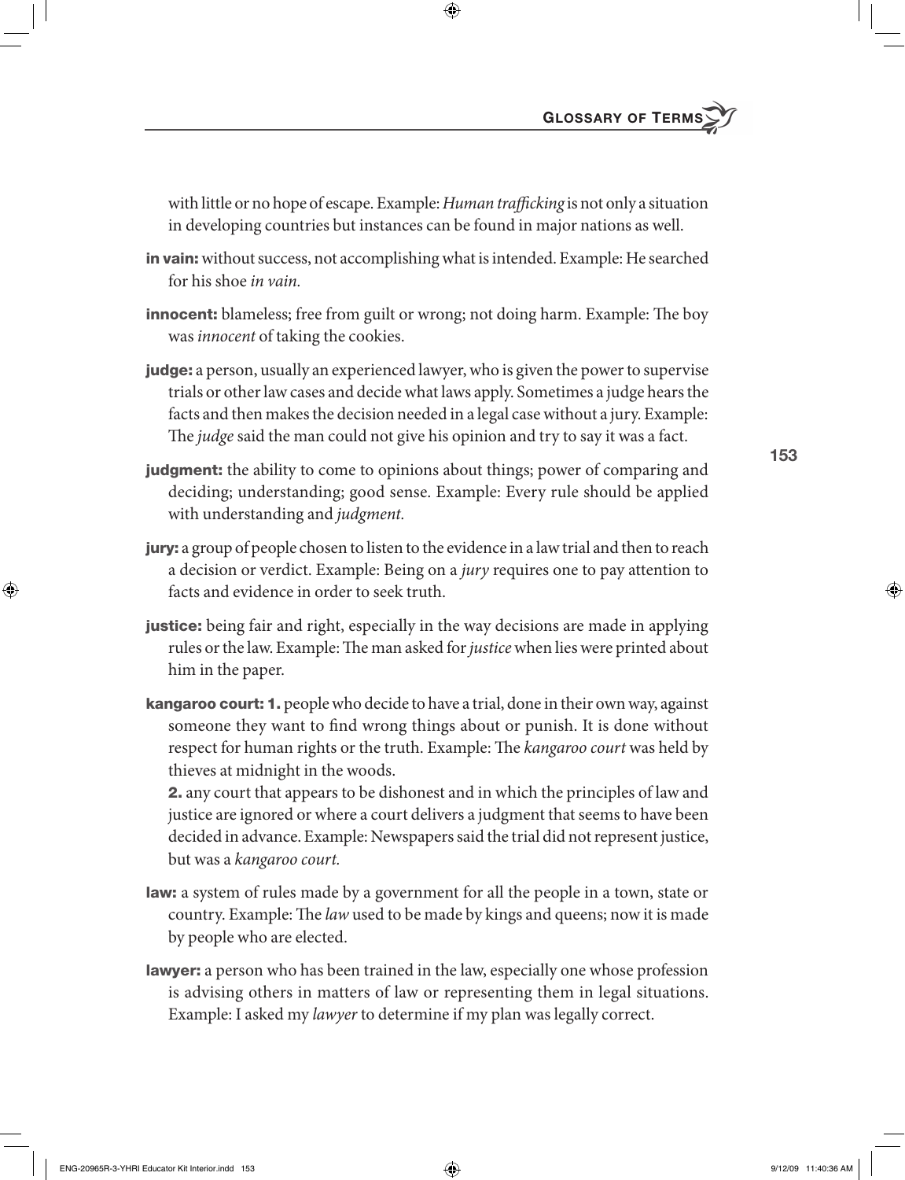with little or no hope of escape. Example: *Human trafficking* is not only a situation in developing countries but instances can be found in major nations as well.

**in vain:** without success, not accomplishing what is intended. Example: He searched for his shoe *in vain.*

**innocent:** blameless; free from guilt or wrong; not doing harm. Example: The boy was *innocent* of taking the cookies.

**judge:** a person, usually an experienced lawyer, who is given the power to supervise trials or other law cases and decide what laws apply. Sometimes a judge hears the facts and then makes the decision needed in a legal case without a jury. Example: The *judge* said the man could not give his opinion and try to say it was a fact.

**judgment:** the ability to come to opinions about things; power of comparing and deciding; understanding; good sense. Example: Every rule should be applied with understanding and *judgment.*

**jury:** a group of people chosen to listen to the evidence in a law trial and then to reach a decision or verdict. Example: Being on a *jury* requires one to pay attention to facts and evidence in order to seek truth.

**justice:** being fair and right, especially in the way decisions are made in applying rules or the law. Example: The man asked for *justice* when lies were printed about him in the paper.

**kangaroo court: 1.** people who decide to have a trial, done in their own way, against someone they want to find wrong things about or punish. It is done without respect for human rights or the truth. Example: The *kangaroo court* was held by thieves at midnight in the woods.

**2.** any court that appears to be dishonest and in which the principles of law and justice are ignored or where a court delivers a judgment that seems to have been decided in advance. Example: Newspapers said the trial did not represent justice, but was a *kangaroo court.*

**law:** a system of rules made by a government for all the people in a town, state or country. Example: The *law* used to be made by kings and queens; now it is made by people who are elected.

**lawyer:** a person who has been trained in the law, especially one whose profession is advising others in matters of law or representing them in legal situations. Example: I asked my *lawyer* to determine if my plan was legally correct.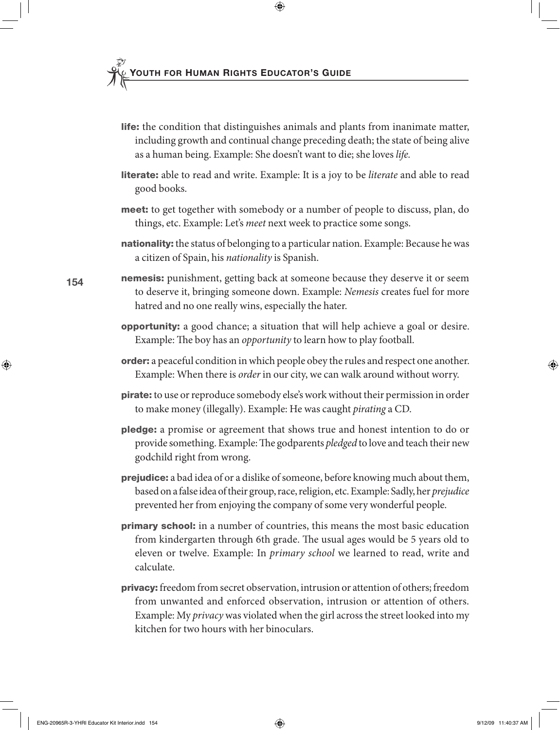**life:** the condition that distinguishes animals and plants from inanimate matter, including growth and continual change preceding death; the state of being alive as a human being. Example: She doesn't want to die; she loves *life.*

**literate:** able to read and write. Example: It is a joy to be *literate* and able to read good books.

**meet:** to get together with somebody or a number of people to discuss, plan, do things, etc. Example: Let's *meet* next week to practice some songs.

**nationality:** the status of belonging to a particular nation. Example: Because he was a citizen of Spain, his *nationality* is Spanish.

**nemesis:** punishment, getting back at someone because they deserve it or seem to deserve it, bringing someone down. Example: *Nemesis* creates fuel for more hatred and no one really wins, especially the hater.

**opportunity:** a good chance; a situation that will help achieve a goal or desire. Example: The boy has an *opportunity* to learn how to play football.

**order:** a peaceful condition in which people obey the rules and respect one another. Example: When there is *order* in our city, we can walk around without worry.

**pirate:** to use or reproduce somebody else's work without their permission in order to make money (illegally). Example: He was caught *pirating* a CD.

**pledge:** a promise or agreement that shows true and honest intention to do or provide something. Example: The godparents *pledged* to love and teach their new godchild right from wrong.

**prejudice:** a bad idea of or a dislike of someone, before knowing much about them, based on a false idea of their group, race, religion, etc. Example: Sadly, her *prejudice* prevented her from enjoying the company of some very wonderful people.

**primary school:** in a number of countries, this means the most basic education from kindergarten through 6th grade. The usual ages would be 5 years old to eleven or twelve. Example: In *primary school* we learned to read, write and calculate.

**privacy:** freedom from secret observation, intrusion or attention of others; freedom from unwanted and enforced observation, intrusion or attention of others. Example: My *privacy* was violated when the girl across the street looked into my kitchen for two hours with her binoculars.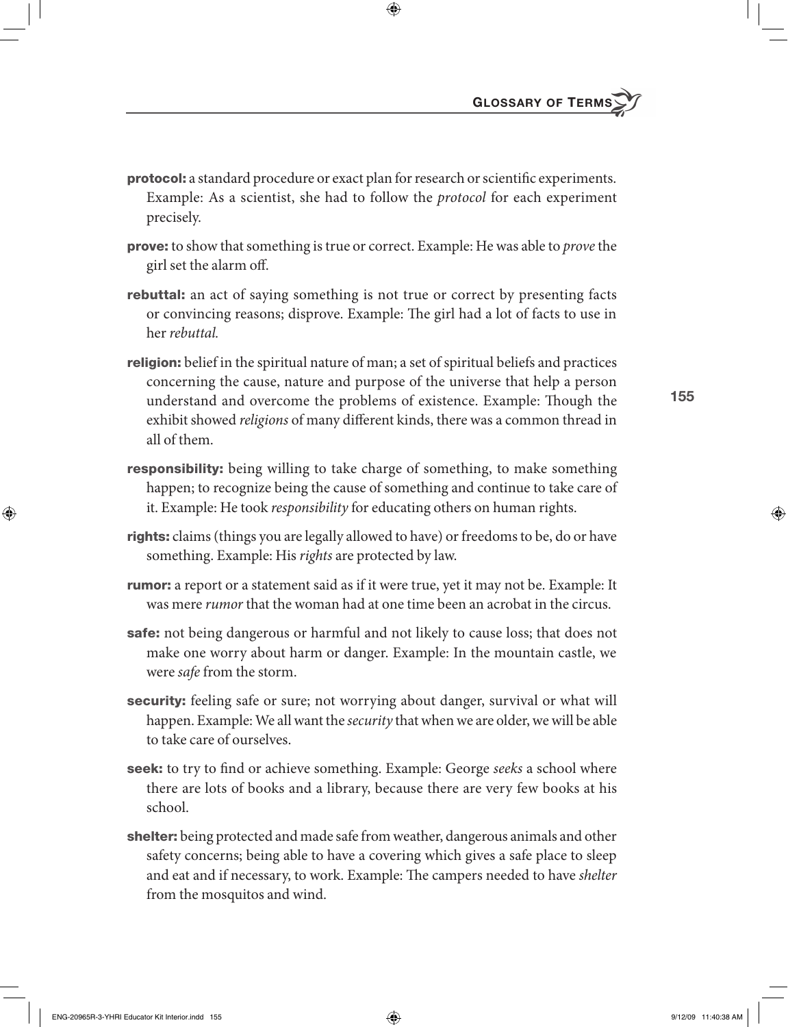**protocol:** a standard procedure or exact plan for research or scientific experiments. Example: As a scientist, she had to follow the *protocol* for each experiment precisely.

**prove:** to show that something is true or correct. Example: He was able to *prove* the girl set the alarm off.

**rebuttal:** an act of saying something is not true or correct by presenting facts or convincing reasons; disprove. Example: The girl had a lot of facts to use in her *rebuttal.*

**religion:** belief in the spiritual nature of man; a set of spiritual beliefs and practices concerning the cause, nature and purpose of the universe that help a person understand and overcome the problems of existence. Example: Though the exhibit showed *religions* of many different kinds, there was a common thread in all of them.

**responsibility:** being willing to take charge of something, to make something happen; to recognize being the cause of something and continue to take care of it. Example: He took *responsibility* for educating others on human rights.

**rights:** claims (things you are legally allowed to have) or freedoms to be, do or have something. Example: His *rights* are protected by law.

**rumor:** a report or a statement said as if it were true, yet it may not be. Example: It was mere *rumor* that the woman had at one time been an acrobat in the circus.

**safe:** not being dangerous or harmful and not likely to cause loss; that does not make one worry about harm or danger. Example: In the mountain castle, we were *safe* from the storm.

**security:** feeling safe or sure; not worrying about danger, survival or what will happen. Example: We all want the *security* that when we are older, we will be able to take care of ourselves.

**seek:** to try to find or achieve something. Example: George *seeks* a school where there are lots of books and a library, because there are very few books at his school.

**shelter:** being protected and made safe from weather, dangerous animals and other safety concerns; being able to have a covering which gives a safe place to sleep and eat and if necessary, to work. Example: The campers needed to have *shelter* from the mosquitos and wind.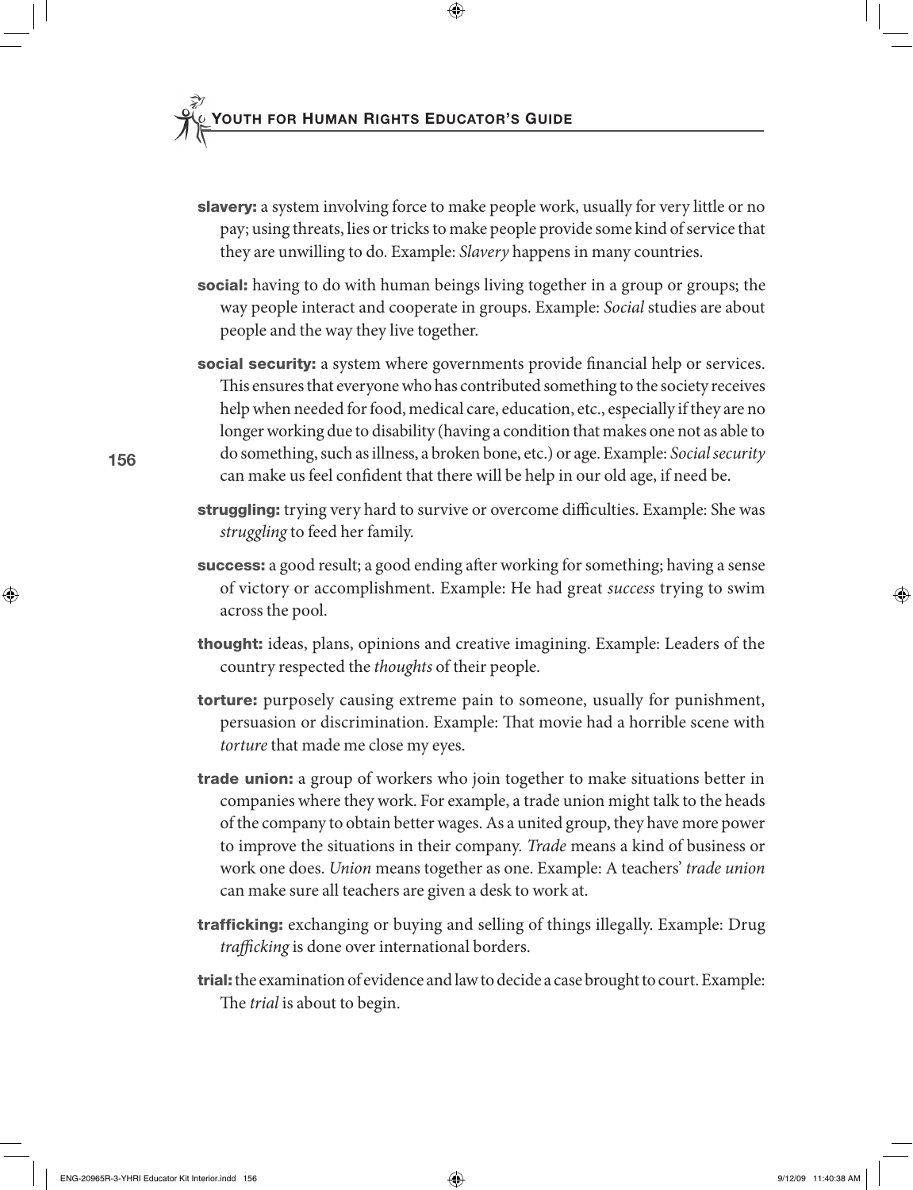**slavery:** a system involving force to make people work, usually for very little or no pay; using threats, lies or tricks to make people provide some kind of service that they are unwilling to do. Example: *Slavery* happens in many countries.

**social:** having to do with human beings living together in a group or groups; the way people interact and cooperate in groups. Example: *Social* studies are about people and the way they live together.

**social security:** a system where governments provide financial help or services. This ensures that everyone who has contributed something to the society receives help when needed for food, medical care, education, etc., especially if they are no longer working due to disability (having a condition that makes one not as able to do something, such as illness, a broken bone, etc.) or age. Example: *Social security* can make us feel confident that there will be help in our old age, if need be.

**struggling:** trying very hard to survive or overcome difficulties. Example: She was *struggling* to feed her family.

**success:** a good result; a good ending after working for something; having a sense of victory or accomplishment. Example: He had great *success* trying to swim across the pool.

**thought:** ideas, plans, opinions and creative imagining. Example: Leaders of the country respected the *thoughts* of their people.

**torture:** purposely causing extreme pain to someone, usually for punishment, persuasion or discrimination. Example: That movie had a horrible scene with *torture* that made me close my eyes.

**trade union:** a group of workers who join together to make situations better in companies where they work. For example, a trade union might talk to the heads of the company to obtain better wages. As a united group, they have more power to improve the situations in their company. *Trade* means a kind of business or work one does. *Union* means together as one. Example: A teachers' *trade union* can make sure all teachers are given a desk to work at.

**trafficking:** exchanging or buying and selling of things illegally. Example: Drug *trafficking* is done over international borders.

**trial:** the examination of evidence and law to decide a case brought to court. Example: The *trial* is about to begin.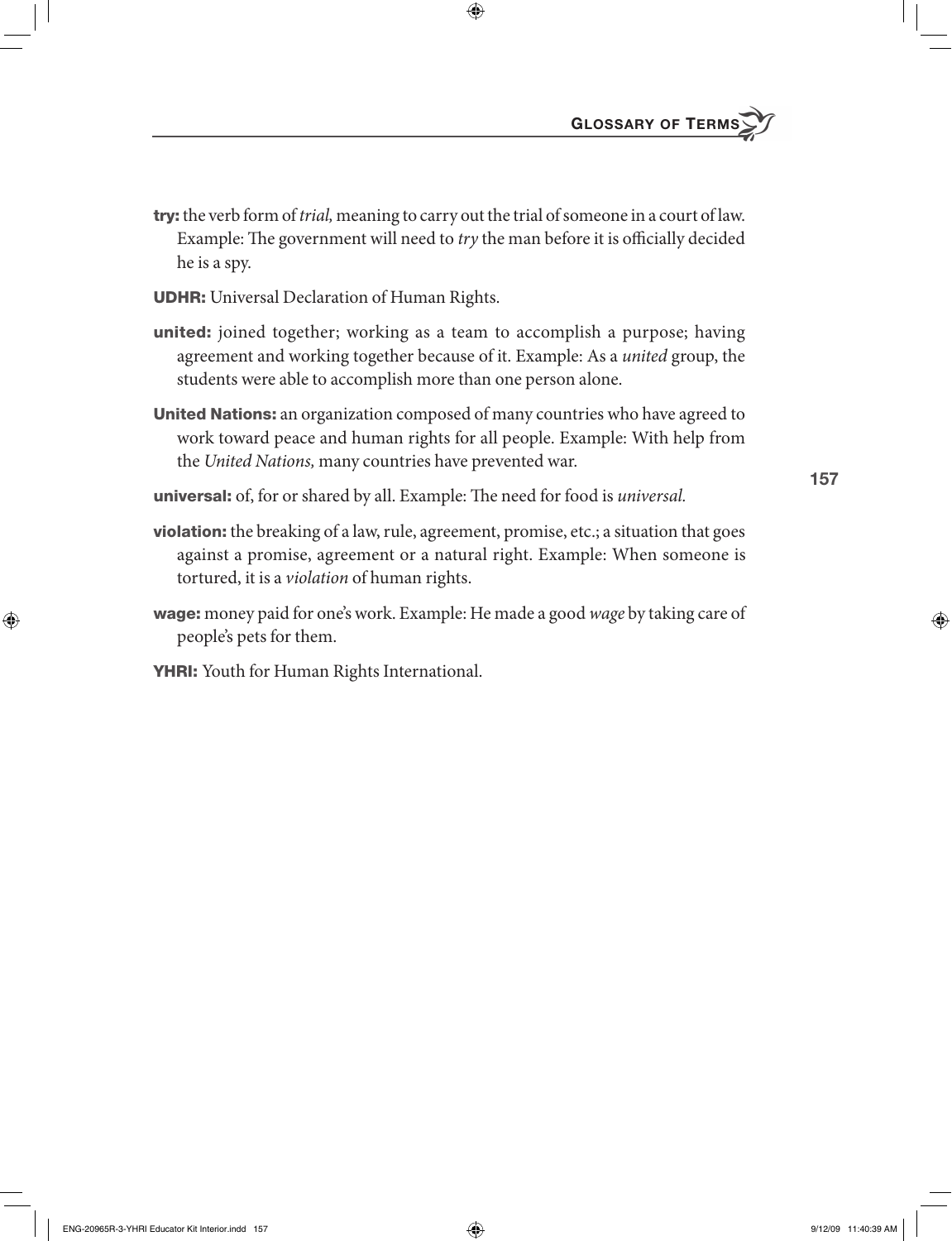**try:** the verb form of *trial,* meaning to carry out the trial of someone in a court of law. Example: The government will need to *try* the man before it is officially decided he is a spy.

**UDHR:** Universal Declaration of Human Rights.

**united:** joined together; working as a team to accomplish a purpose; having agreement and working together because of it. Example: As a *united* group, the students were able to accomplish more than one person alone.

**United Nations:** an organization composed of many countries who have agreed to work toward peace and human rights for all people. Example: With help from the *United Nations,* many countries have prevented war.

**universal:** of, for or shared by all. Example: The need for food is *universal.*

**violation:** the breaking of a law, rule, agreement, promise, etc.; a situation that goes against a promise, agreement or a natural right. Example: When someone is tortured, it is a *violation* of human rights.

**wage:** money paid for one's work. Example: He made a good *wage* by taking care of people's pets for them.

**YHRI:** Youth for Human Rights International.